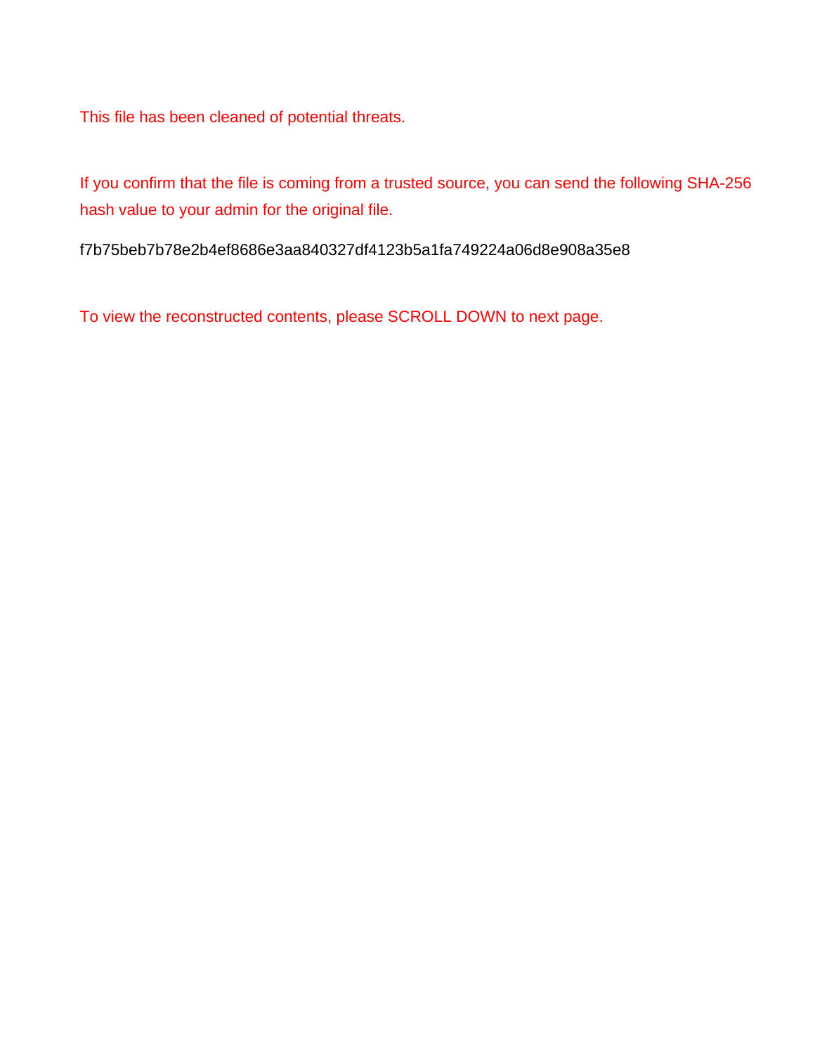This file has been cleaned of potential threats.

If you confirm that the file is coming from a trusted source, you can send the following SHA-256 hash value to your admin for the original file.

f7b75beb7b78e2b4ef8686e3aa840327df4123b5a1fa749224a06d8e908a35e8

To view the reconstructed contents, please SCROLL DOWN to next page.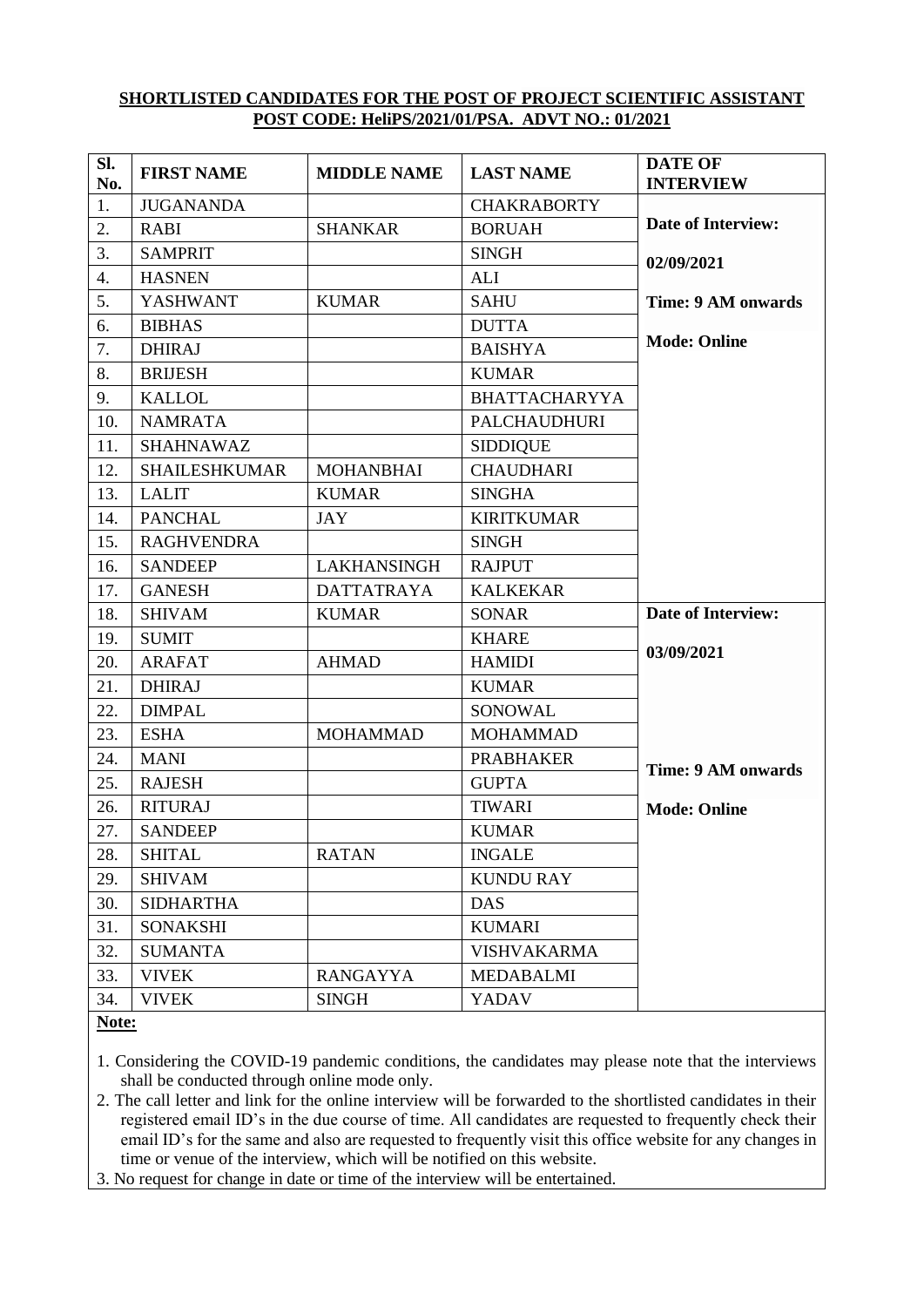**SHORTLISTED CANDIDATES FOR THE POST OF PROJECT SCIENTIFIC ASSISTANT**
**POST CODE: HeliPS/2021/01/PSA. ADVT NO.: 01/2021**

| Sl. No. | FIRST NAME | MIDDLE NAME | LAST NAME | DATE OF INTERVIEW |
|---|---|---|---|---|
| 1. | JUGANANDA | | CHAKRABORTY | **Date of Interview: 02/09/2021** **Time: 9 AM onwards** **Mode: Online** |
| 2. | RABI | SHANKAR | BORUAH | |
| 3. | SAMPRIT | | SINGH | |
| 4. | HASNEN | | ALI | |
| 5. | YASHWANT | KUMAR | SAHU | |
| 6. | BIBHAS | | DUTTA | |
| 7. | DHIRAJ | | BAISHYA | |
| 8. | BRIJESH | | KUMAR | |
| 9. | KALLOL | | BHATTACHARYYA | |
| 10. | NAMRATA | | PALCHAUDHURI | |
| 11. | SHAHNAWAZ | | SIDDIQUE | |
| 12. | SHAILESHKUMAR | MOHANBHAI | CHAUDHARI | |
| 13. | LALIT | KUMAR | SINGHA | |
| 14. | PANCHAL | JAY | KIRITKUMAR | |
| 15. | RAGHVENDRA | | SINGH | |
| 16. | SANDEEP | LAKHANSINGH | RAJPUT | |
| 17. | GANESH | DATTATRAYA | KALKEKAR | |
| 18. | SHIVAM | KUMAR | SONAR | **Date of Interview: 03/09/2021** **Time: 9 AM onwards** **Mode: Online** |
| 19. | SUMIT | | KHARE | |
| 20. | ARAFAT | AHMAD | HAMIDI | |
| 21. | DHIRAJ | | KUMAR | |
| 22. | DIMPAL | | SONOWAL | |
| 23. | ESHA | MOHAMMAD | MOHAMMAD | |
| 24. | MANI | | PRABHAKER | |
| 25. | RAJESH | | GUPTA | |
| 26. | RITURAJ | | TIWARI | |
| 27. | SANDEEP | | KUMAR | |
| 28. | SHITAL | RATAN | INGALE | |
| 29. | SHIVAM | | KUNDU RAY | |
| 30. | SIDHARTHA | | DAS | |
| 31. | SONAKSHI | | KUMARI | |
| 32. | SUMANTA | | VISHVAKARMA | |
| 33. | VIVEK | RANGAYYA | MEDABALMI | |
| 34. | VIVEK | SINGH | YADAV | |

**Note:**

1. Considering the COVID-19 pandemic conditions, the candidates may please note that the interviews shall be conducted through online mode only.
2. The call letter and link for the online interview will be forwarded to the shortlisted candidates in their registered email ID's in the due course of time. All candidates are requested to frequently check their email ID's for the same and also are requested to frequently visit this office website for any changes in time or venue of the interview, which will be notified on this website.
3. No request for change in date or time of the interview will be entertained.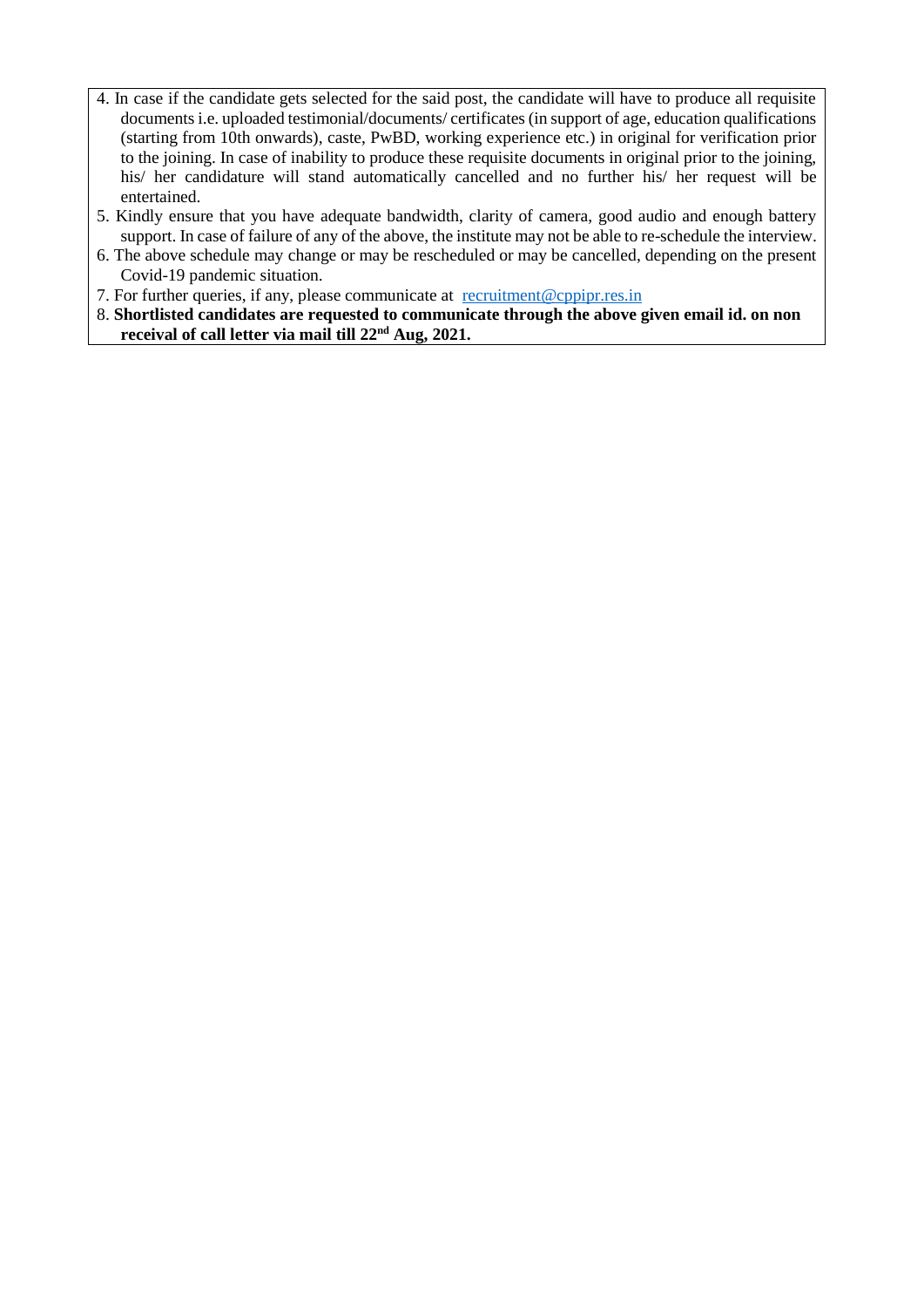4. In case if the candidate gets selected for the said post, the candidate will have to produce all requisite documents i.e. uploaded testimonial/documents/ certificates (in support of age, education qualifications (starting from 10th onwards), caste, PwBD, working experience etc.) in original for verification prior to the joining. In case of inability to produce these requisite documents in original prior to the joining, his/ her candidature will stand automatically cancelled and no further his/ her request will be entertained.
5. Kindly ensure that you have adequate bandwidth, clarity of camera, good audio and enough battery support. In case of failure of any of the above, the institute may not be able to re-schedule the interview.
6. The above schedule may change or may be rescheduled or may be cancelled, depending on the present Covid-19 pandemic situation.
7. For further queries, if any, please communicate at recruitment@cppipr.res.in
8. **Shortlisted candidates are requested to communicate through the above given email id. on non receival of call letter via mail till 22nd Aug, 2021.**